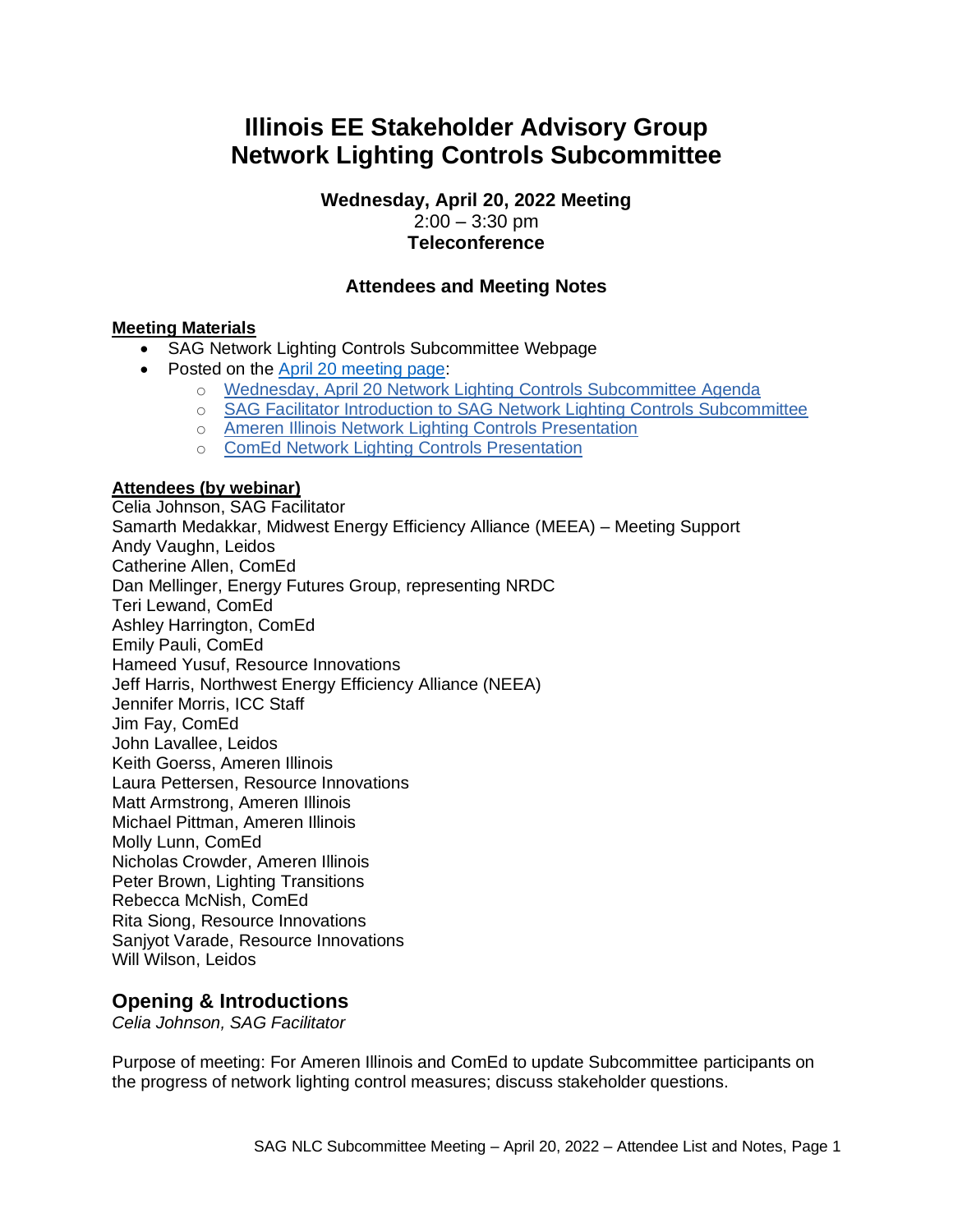# Illinois EE Stakeholder Advisory Group
# Network Lighting Controls Subcommittee

**Wednesday, April 20, 2022 Meeting**
2:00 – 3:30 pm
**Teleconference**

### Attendees and Meeting Notes

**Meeting Materials**

- SAG Network Lighting Controls Subcommittee Webpage
- Posted on the April 20 meeting page:
    - Wednesday, April 20 Network Lighting Controls Subcommittee Agenda
    - SAG Facilitator Introduction to SAG Network Lighting Controls Subcommittee
    - Ameren Illinois Network Lighting Controls Presentation
    - ComEd Network Lighting Controls Presentation

**Attendees (by webinar)**

Celia Johnson, SAG Facilitator
Samarth Medakkar, Midwest Energy Efficiency Alliance (MEEA) – Meeting Support
Andy Vaughn, Leidos
Catherine Allen, ComEd
Dan Mellinger, Energy Futures Group, representing NRDC
Teri Lewand, ComEd
Ashley Harrington, ComEd
Emily Pauli, ComEd
Hameed Yusuf, Resource Innovations
Jeff Harris, Northwest Energy Efficiency Alliance (NEEA)
Jennifer Morris, ICC Staff
Jim Fay, ComEd
John Lavallee, Leidos
Keith Goerss, Ameren Illinois
Laura Pettersen, Resource Innovations
Matt Armstrong, Ameren Illinois
Michael Pittman, Ameren Illinois
Molly Lunn, ComEd
Nicholas Crowder, Ameren Illinois
Peter Brown, Lighting Transitions
Rebecca McNish, ComEd
Rita Siong, Resource Innovations
Sanjyot Varade, Resource Innovations
Will Wilson, Leidos

## Opening & Introductions

*Celia Johnson, SAG Facilitator*

Purpose of meeting: For Ameren Illinois and ComEd to update Subcommittee participants on the progress of network lighting control measures; discuss stakeholder questions.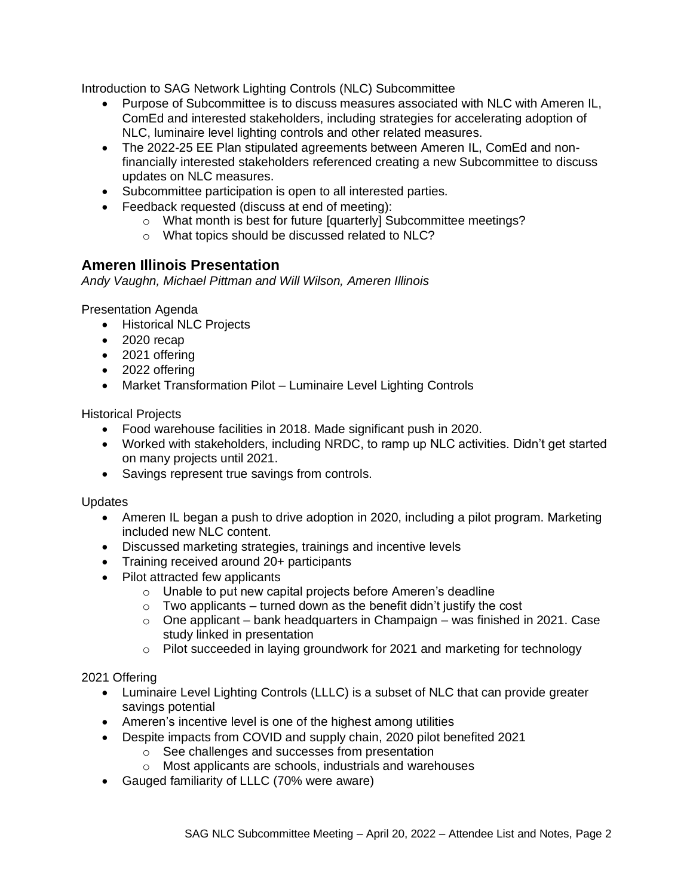Introduction to SAG Network Lighting Controls (NLC) Subcommittee

- Purpose of Subcommittee is to discuss measures associated with NLC with Ameren IL, ComEd and interested stakeholders, including strategies for accelerating adoption of NLC, luminaire level lighting controls and other related measures.
- The 2022-25 EE Plan stipulated agreements between Ameren IL, ComEd and non-financially interested stakeholders referenced creating a new Subcommittee to discuss updates on NLC measures.
- Subcommittee participation is open to all interested parties.
- Feedback requested (discuss at end of meeting):
    - What month is best for future [quarterly] Subcommittee meetings?
    - What topics should be discussed related to NLC?

## Ameren Illinois Presentation

*Andy Vaughn, Michael Pittman and Will Wilson, Ameren Illinois*

Presentation Agenda

- Historical NLC Projects
- 2020 recap
- 2021 offering
- 2022 offering
- Market Transformation Pilot – Luminaire Level Lighting Controls

Historical Projects

- Food warehouse facilities in 2018. Made significant push in 2020.
- Worked with stakeholders, including NRDC, to ramp up NLC activities. Didn't get started on many projects until 2021.
- Savings represent true savings from controls.

Updates

- Ameren IL began a push to drive adoption in 2020, including a pilot program. Marketing included new NLC content.
- Discussed marketing strategies, trainings and incentive levels
- Training received around 20+ participants
- Pilot attracted few applicants
    - Unable to put new capital projects before Ameren's deadline
    - Two applicants – turned down as the benefit didn't justify the cost
    - One applicant – bank headquarters in Champaign – was finished in 2021. Case study linked in presentation
    - Pilot succeeded in laying groundwork for 2021 and marketing for technology

2021 Offering

- Luminaire Level Lighting Controls (LLLC) is a subset of NLC that can provide greater savings potential
- Ameren's incentive level is one of the highest among utilities
- Despite impacts from COVID and supply chain, 2020 pilot benefited 2021
    - See challenges and successes from presentation
    - Most applicants are schools, industrials and warehouses
- Gauged familiarity of LLLC (70% were aware)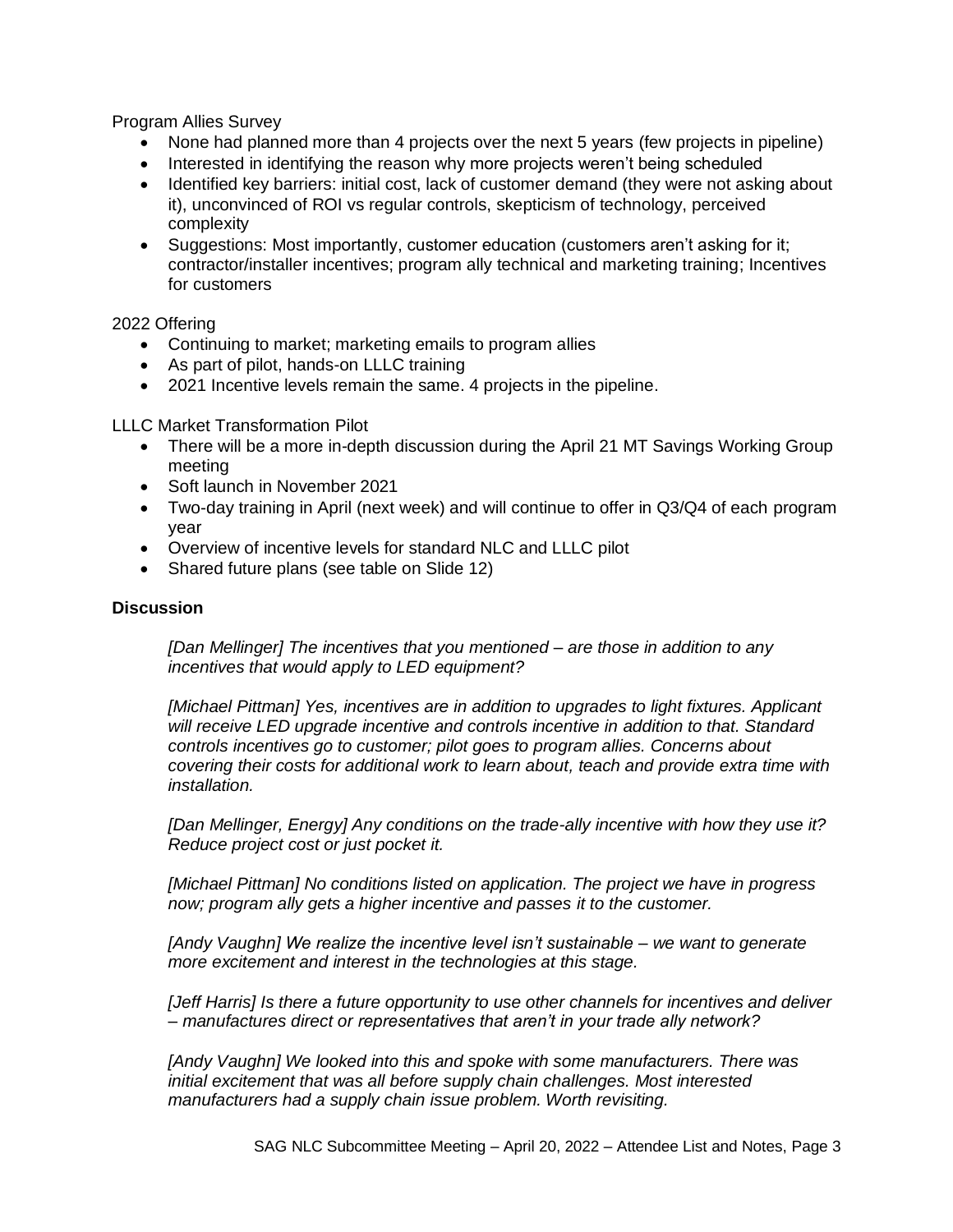Program Allies Survey

- None had planned more than 4 projects over the next 5 years (few projects in pipeline)
- Interested in identifying the reason why more projects weren't being scheduled
- Identified key barriers: initial cost, lack of customer demand (they were not asking about it), unconvinced of ROI vs regular controls, skepticism of technology, perceived complexity
- Suggestions: Most importantly, customer education (customers aren't asking for it; contractor/installer incentives; program ally technical and marketing training; Incentives for customers

2022 Offering

- Continuing to market; marketing emails to program allies
- As part of pilot, hands-on LLLC training
- 2021 Incentive levels remain the same. 4 projects in the pipeline.

LLLC Market Transformation Pilot

- There will be a more in-depth discussion during the April 21 MT Savings Working Group meeting
- Soft launch in November 2021
- Two-day training in April (next week) and will continue to offer in Q3/Q4 of each program year
- Overview of incentive levels for standard NLC and LLLC pilot
- Shared future plans (see table on Slide 12)

**Discussion**

*[Dan Mellinger] The incentives that you mentioned – are those in addition to any incentives that would apply to LED equipment?*

*[Michael Pittman] Yes, incentives are in addition to upgrades to light fixtures. Applicant will receive LED upgrade incentive and controls incentive in addition to that. Standard controls incentives go to customer; pilot goes to program allies. Concerns about covering their costs for additional work to learn about, teach and provide extra time with installation.*

*[Dan Mellinger, Energy] Any conditions on the trade-ally incentive with how they use it? Reduce project cost or just pocket it.*

*[Michael Pittman] No conditions listed on application. The project we have in progress now; program ally gets a higher incentive and passes it to the customer.*

*[Andy Vaughn] We realize the incentive level isn't sustainable – we want to generate more excitement and interest in the technologies at this stage.*

*[Jeff Harris] Is there a future opportunity to use other channels for incentives and deliver – manufactures direct or representatives that aren't in your trade ally network?*

*[Andy Vaughn] We looked into this and spoke with some manufacturers. There was initial excitement that was all before supply chain challenges. Most interested manufacturers had a supply chain issue problem. Worth revisiting.*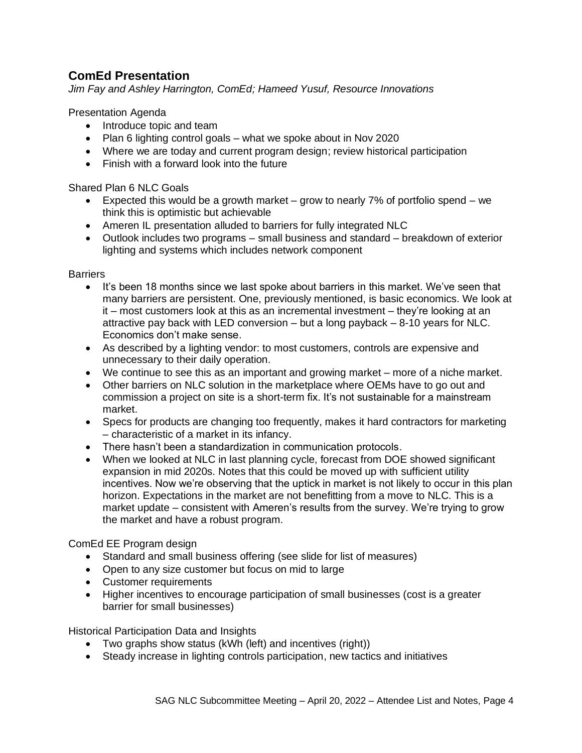## ComEd Presentation

*Jim Fay and Ashley Harrington, ComEd; Hameed Yusuf, Resource Innovations*

Presentation Agenda

- Introduce topic and team
- Plan 6 lighting control goals – what we spoke about in Nov 2020
- Where we are today and current program design; review historical participation
- Finish with a forward look into the future

Shared Plan 6 NLC Goals

- Expected this would be a growth market – grow to nearly 7% of portfolio spend – we think this is optimistic but achievable
- Ameren IL presentation alluded to barriers for fully integrated NLC
- Outlook includes two programs – small business and standard – breakdown of exterior lighting and systems which includes network component

Barriers

- It's been 18 months since we last spoke about barriers in this market. We've seen that many barriers are persistent. One, previously mentioned, is basic economics. We look at it – most customers look at this as an incremental investment – they're looking at an attractive pay back with LED conversion – but a long payback – 8-10 years for NLC. Economics don't make sense.
- As described by a lighting vendor: to most customers, controls are expensive and unnecessary to their daily operation.
- We continue to see this as an important and growing market – more of a niche market.
- Other barriers on NLC solution in the marketplace where OEMs have to go out and commission a project on site is a short-term fix. It's not sustainable for a mainstream market.
- Specs for products are changing too frequently, makes it hard contractors for marketing – characteristic of a market in its infancy.
- There hasn't been a standardization in communication protocols.
- When we looked at NLC in last planning cycle, forecast from DOE showed significant expansion in mid 2020s. Notes that this could be moved up with sufficient utility incentives. Now we're observing that the uptick in market is not likely to occur in this plan horizon. Expectations in the market are not benefitting from a move to NLC. This is a market update – consistent with Ameren's results from the survey. We're trying to grow the market and have a robust program.

ComEd EE Program design

- Standard and small business offering (see slide for list of measures)
- Open to any size customer but focus on mid to large
- Customer requirements
- Higher incentives to encourage participation of small businesses (cost is a greater barrier for small businesses)

Historical Participation Data and Insights

- Two graphs show status (kWh (left) and incentives (right))
- Steady increase in lighting controls participation, new tactics and initiatives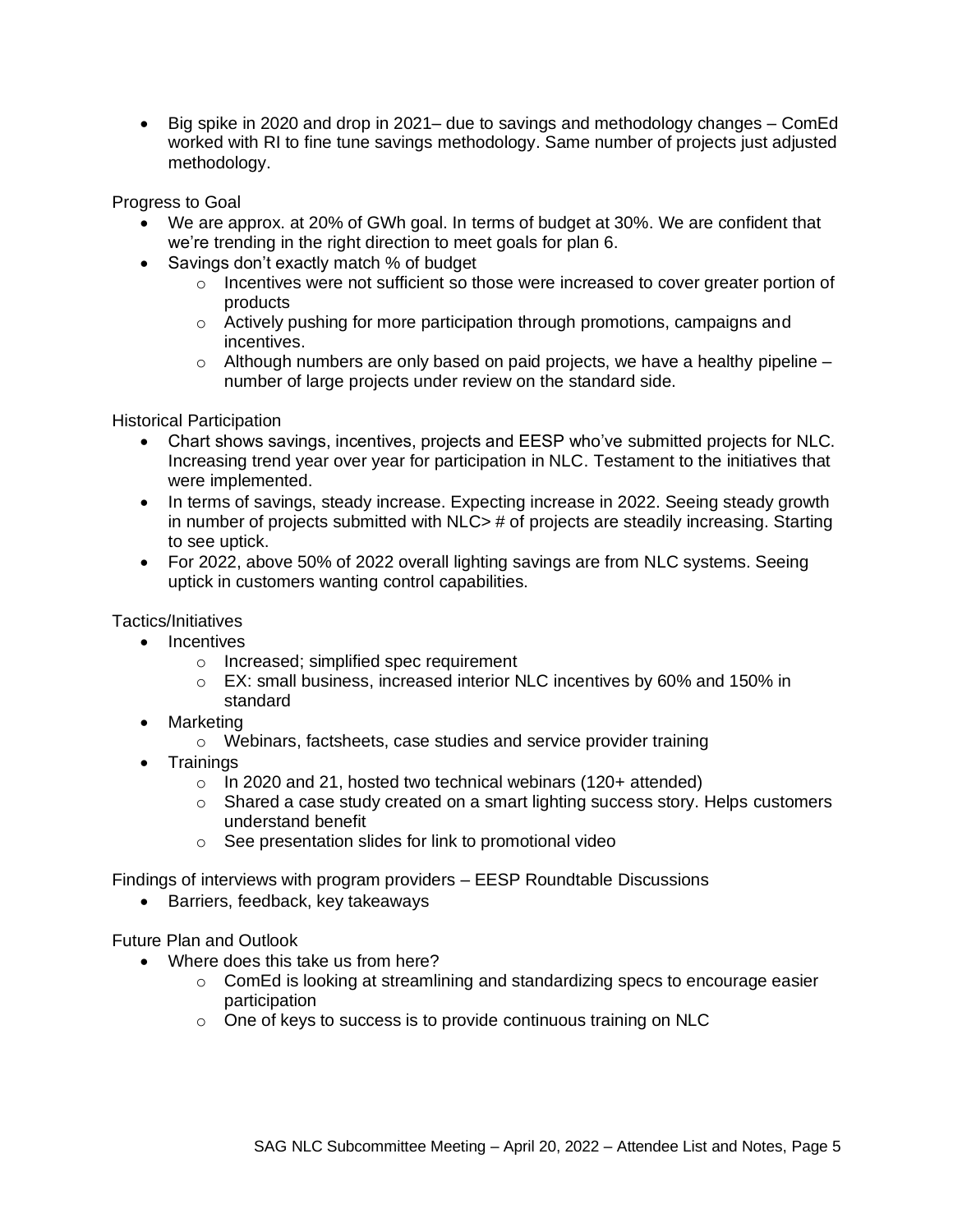- Big spike in 2020 and drop in 2021– due to savings and methodology changes – ComEd worked with RI to fine tune savings methodology. Same number of projects just adjusted methodology.

Progress to Goal

- We are approx. at 20% of GWh goal. In terms of budget at 30%. We are confident that we're trending in the right direction to meet goals for plan 6.
- Savings don't exactly match % of budget
  - Incentives were not sufficient so those were increased to cover greater portion of products
  - Actively pushing for more participation through promotions, campaigns and incentives.
  - Although numbers are only based on paid projects, we have a healthy pipeline – number of large projects under review on the standard side.

Historical Participation

- Chart shows savings, incentives, projects and EESP who've submitted projects for NLC. Increasing trend year over year for participation in NLC. Testament to the initiatives that were implemented.
- In terms of savings, steady increase. Expecting increase in 2022. Seeing steady growth in number of projects submitted with NLC> # of projects are steadily increasing. Starting to see uptick.
- For 2022, above 50% of 2022 overall lighting savings are from NLC systems. Seeing uptick in customers wanting control capabilities.

Tactics/Initiatives

- Incentives
  - Increased; simplified spec requirement
  - EX: small business, increased interior NLC incentives by 60% and 150% in standard
- Marketing
  - Webinars, factsheets, case studies and service provider training
- Trainings
  - In 2020 and 21, hosted two technical webinars (120+ attended)
  - Shared a case study created on a smart lighting success story. Helps customers understand benefit
  - See presentation slides for link to promotional video

Findings of interviews with program providers – EESP Roundtable Discussions

- Barriers, feedback, key takeaways

Future Plan and Outlook

- Where does this take us from here?
  - ComEd is looking at streamlining and standardizing specs to encourage easier participation
  - One of keys to success is to provide continuous training on NLC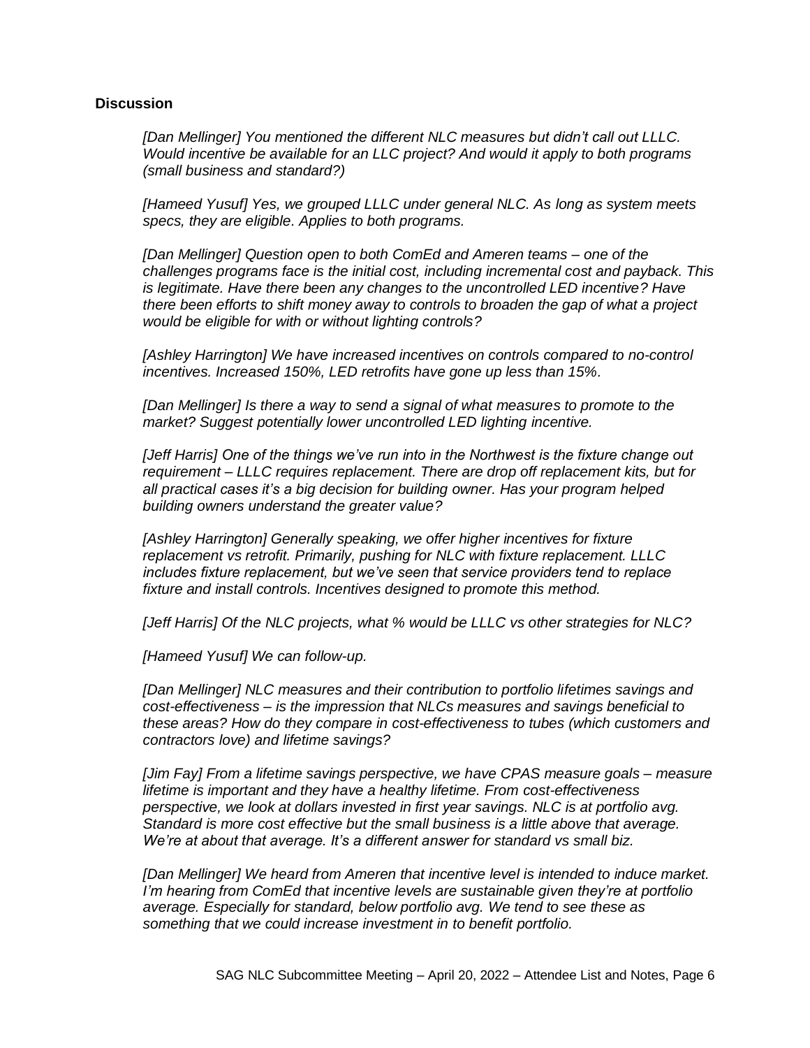**Discussion**

*[Dan Mellinger] You mentioned the different NLC measures but didn't call out LLLC. Would incentive be available for an LLC project? And would it apply to both programs (small business and standard?)*

*[Hameed Yusuf] Yes, we grouped LLLC under general NLC. As long as system meets specs, they are eligible. Applies to both programs.*

*[Dan Mellinger] Question open to both ComEd and Ameren teams – one of the challenges programs face is the initial cost, including incremental cost and payback. This is legitimate. Have there been any changes to the uncontrolled LED incentive? Have there been efforts to shift money away to controls to broaden the gap of what a project would be eligible for with or without lighting controls?*

*[Ashley Harrington] We have increased incentives on controls compared to no-control incentives. Increased 150%, LED retrofits have gone up less than 15%.*

*[Dan Mellinger] Is there a way to send a signal of what measures to promote to the market? Suggest potentially lower uncontrolled LED lighting incentive.*

*[Jeff Harris] One of the things we've run into in the Northwest is the fixture change out requirement – LLLC requires replacement. There are drop off replacement kits, but for all practical cases it's a big decision for building owner. Has your program helped building owners understand the greater value?*

*[Ashley Harrington] Generally speaking, we offer higher incentives for fixture replacement vs retrofit. Primarily, pushing for NLC with fixture replacement. LLLC includes fixture replacement, but we've seen that service providers tend to replace fixture and install controls. Incentives designed to promote this method.*

*[Jeff Harris] Of the NLC projects, what % would be LLLC vs other strategies for NLC?*

*[Hameed Yusuf] We can follow-up.*

*[Dan Mellinger] NLC measures and their contribution to portfolio lifetimes savings and cost-effectiveness – is the impression that NLCs measures and savings beneficial to these areas? How do they compare in cost-effectiveness to tubes (which customers and contractors love) and lifetime savings?*

*[Jim Fay] From a lifetime savings perspective, we have CPAS measure goals – measure lifetime is important and they have a healthy lifetime. From cost-effectiveness perspective, we look at dollars invested in first year savings. NLC is at portfolio avg. Standard is more cost effective but the small business is a little above that average. We're at about that average. It's a different answer for standard vs small biz.*

*[Dan Mellinger] We heard from Ameren that incentive level is intended to induce market. I'm hearing from ComEd that incentive levels are sustainable given they're at portfolio average. Especially for standard, below portfolio avg. We tend to see these as something that we could increase investment in to benefit portfolio.*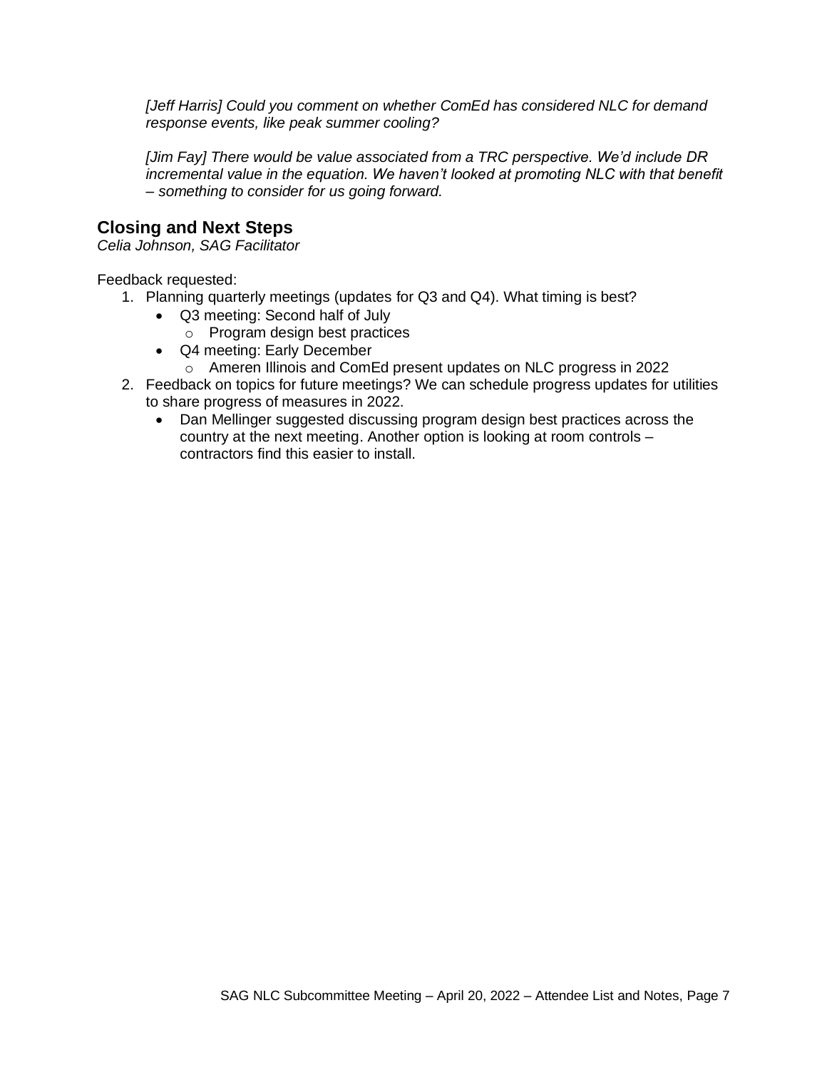*[Jeff Harris] Could you comment on whether ComEd has considered NLC for demand response events, like peak summer cooling?*

*[Jim Fay] There would be value associated from a TRC perspective. We'd include DR incremental value in the equation. We haven't looked at promoting NLC with that benefit – something to consider for us going forward.*

## Closing and Next Steps

*Celia Johnson, SAG Facilitator*

Feedback requested:

1. Planning quarterly meetings (updates for Q3 and Q4). What timing is best?
   - Q3 meeting: Second half of July
     - Program design best practices
   - Q4 meeting: Early December
     - Ameren Illinois and ComEd present updates on NLC progress in 2022
2. Feedback on topics for future meetings? We can schedule progress updates for utilities to share progress of measures in 2022.
   - Dan Mellinger suggested discussing program design best practices across the country at the next meeting. Another option is looking at room controls – contractors find this easier to install.